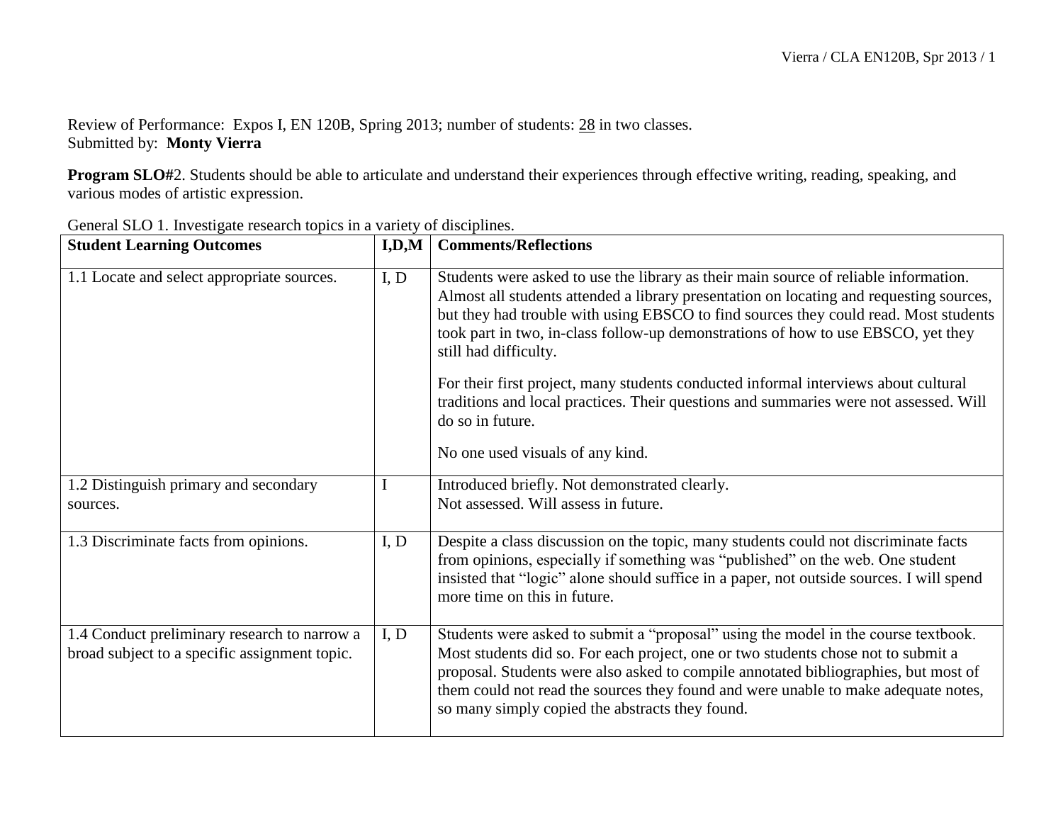Review of Performance: Expos I, EN 120B, Spring 2013; number of students: 28 in two classes.
Submitted by: **Monty Vierra**

**Program SLO#**2. Students should be able to articulate and understand their experiences through effective writing, reading, speaking, and various modes of artistic expression.

General SLO 1. Investigate research topics in a variety of disciplines.

| **Student Learning Outcomes** | **I,D,M** | **Comments/Reflections** |
|---|---|---|
| 1.1 Locate and select appropriate sources. | I, D | Students were asked to use the library as their main source of reliable information. Almost all students attended a library presentation on locating and requesting sources, but they had trouble with using EBSCO to find sources they could read. Most students took part in two, in-class follow-up demonstrations of how to use EBSCO, yet they still had difficulty.<br><br>For their first project, many students conducted informal interviews about cultural traditions and local practices. Their questions and summaries were not assessed. Will do so in future.<br><br>No one used visuals of any kind. |
| 1.2 Distinguish primary and secondary sources. | I | Introduced briefly. Not demonstrated clearly.<br>Not assessed. Will assess in future. |
| 1.3 Discriminate facts from opinions. | I, D | Despite a class discussion on the topic, many students could not discriminate facts from opinions, especially if something was "published" on the web. One student insisted that "logic" alone should suffice in a paper, not outside sources. I will spend more time on this in future. |
| 1.4 Conduct preliminary research to narrow a broad subject to a specific assignment topic. | I, D | Students were asked to submit a "proposal" using the model in the course textbook. Most students did so. For each project, one or two students chose not to submit a proposal. Students were also asked to compile annotated bibliographies, but most of them could not read the sources they found and were unable to make adequate notes, so many simply copied the abstracts they found. |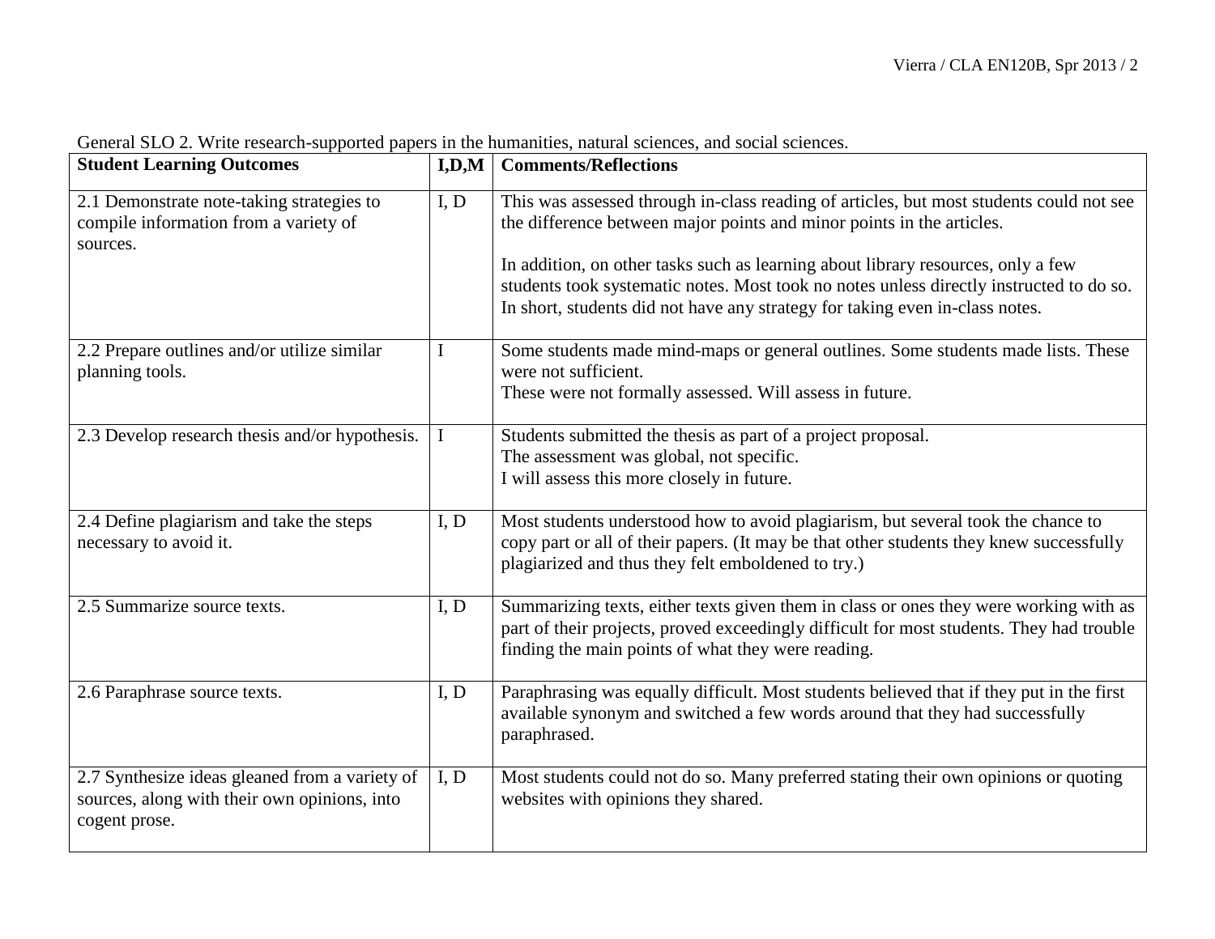General SLO 2. Write research-supported papers in the humanities, natural sciences, and social sciences.

| Student Learning Outcomes | I,D,M | Comments/Reflections |
|---|---|---|
| 2.1 Demonstrate note-taking strategies to compile information from a variety of sources. | I, D | This was assessed through in-class reading of articles, but most students could not see the difference between major points and minor points in the articles.<br><br>In addition, on other tasks such as learning about library resources, only a few students took systematic notes. Most took no notes unless directly instructed to do so. In short, students did not have any strategy for taking even in-class notes. |
| 2.2 Prepare outlines and/or utilize similar planning tools. | I | Some students made mind-maps or general outlines. Some students made lists. These were not sufficient.<br>These were not formally assessed. Will assess in future. |
| 2.3 Develop research thesis and/or hypothesis. | I | Students submitted the thesis as part of a project proposal.<br>The assessment was global, not specific.<br>I will assess this more closely in future. |
| 2.4 Define plagiarism and take the steps necessary to avoid it. | I, D | Most students understood how to avoid plagiarism, but several took the chance to copy part or all of their papers. (It may be that other students they knew successfully plagiarized and thus they felt emboldened to try.) |
| 2.5 Summarize source texts. | I, D | Summarizing texts, either texts given them in class or ones they were working with as part of their projects, proved exceedingly difficult for most students. They had trouble finding the main points of what they were reading. |
| 2.6 Paraphrase source texts. | I, D | Paraphrasing was equally difficult. Most students believed that if they put in the first available synonym and switched a few words around that they had successfully paraphrased. |
| 2.7 Synthesize ideas gleaned from a variety of sources, along with their own opinions, into cogent prose. | I, D | Most students could not do so. Many preferred stating their own opinions or quoting websites with opinions they shared. |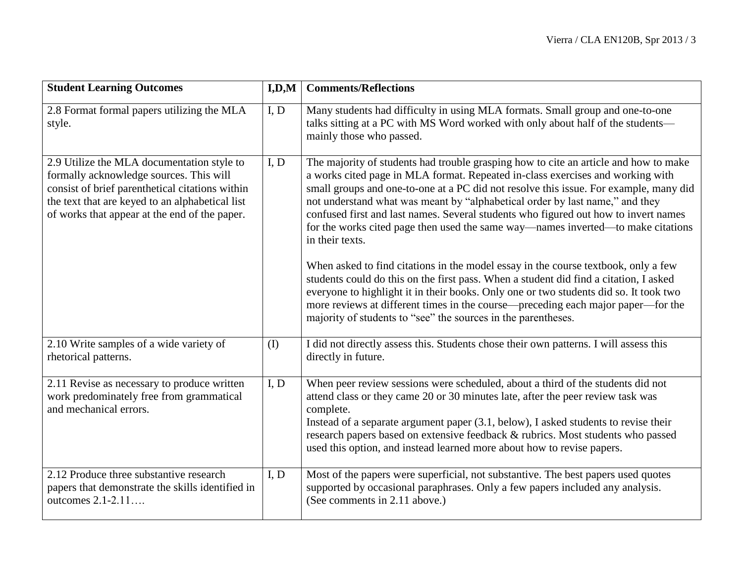| Student Learning Outcomes | I,D,M | Comments/Reflections |
|---|---|---|
| 2.8 Format formal papers utilizing the MLA style. | I, D | Many students had difficulty in using MLA formats. Small group and one-to-one talks sitting at a PC with MS Word worked with only about half of the students—mainly those who passed. |
| 2.9 Utilize the MLA documentation style to formally acknowledge sources. This will consist of brief parenthetical citations within the text that are keyed to an alphabetical list of works that appear at the end of the paper. | I, D | The majority of students had trouble grasping how to cite an article and how to make a works cited page in MLA format. Repeated in-class exercises and working with small groups and one-to-one at a PC did not resolve this issue. For example, many did not understand what was meant by "alphabetical order by last name," and they confused first and last names. Several students who figured out how to invert names for the works cited page then used the same way—names inverted—to make citations in their texts.<br><br>When asked to find citations in the model essay in the course textbook, only a few students could do this on the first pass. When a student did find a citation, I asked everyone to highlight it in their books. Only one or two students did so. It took two more reviews at different times in the course—preceding each major paper—for the majority of students to "see" the sources in the parentheses. |
| 2.10 Write samples of a wide variety of rhetorical patterns. | (I) | I did not directly assess this. Students chose their own patterns. I will assess this directly in future. |
| 2.11 Revise as necessary to produce written work predominately free from grammatical and mechanical errors. | I, D | When peer review sessions were scheduled, about a third of the students did not attend class or they came 20 or 30 minutes late, after the peer review task was complete.<br>Instead of a separate argument paper (3.1, below), I asked students to revise their research papers based on extensive feedback & rubrics. Most students who passed used this option, and instead learned more about how to revise papers. |
| 2.12 Produce three substantive research papers that demonstrate the skills identified in outcomes 2.1-2.11…. | I, D | Most of the papers were superficial, not substantive. The best papers used quotes supported by occasional paraphrases. Only a few papers included any analysis. (See comments in 2.11 above.) |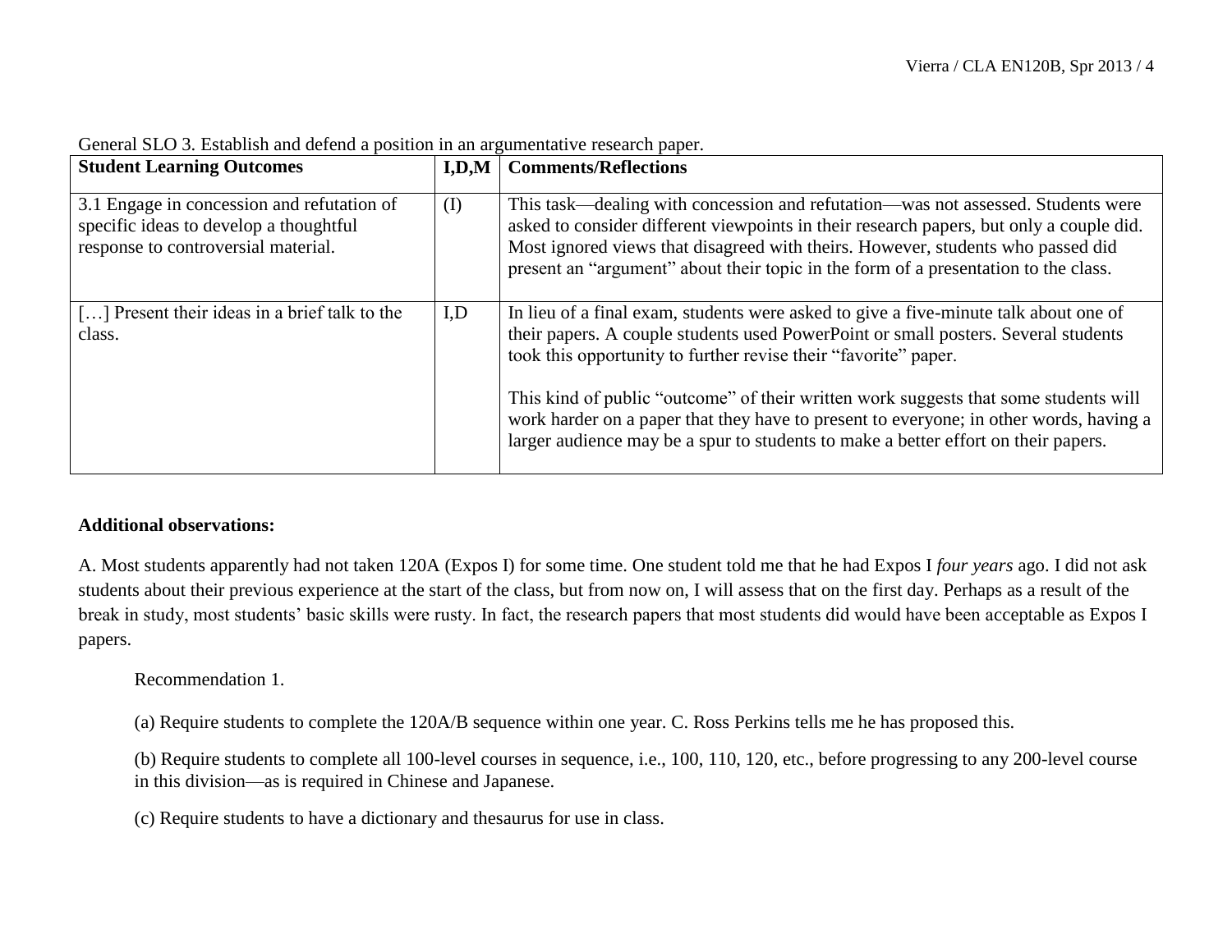General SLO 3. Establish and defend a position in an argumentative research paper.

| **Student Learning Outcomes** | **I,D,M** | **Comments/Reflections** |
|---|---|---|
| 3.1 Engage in concession and refutation of specific ideas to develop a thoughtful response to controversial material. | (I) | This task—dealing with concession and refutation—was not assessed. Students were asked to consider different viewpoints in their research papers, but only a couple did. Most ignored views that disagreed with theirs. However, students who passed did present an "argument" about their topic in the form of a presentation to the class. |
| […] Present their ideas in a brief talk to the class. | I,D | In lieu of a final exam, students were asked to give a five-minute talk about one of their papers. A couple students used PowerPoint or small posters. Several students took this opportunity to further revise their "favorite" paper.<br><br>This kind of public "outcome" of their written work suggests that some students will work harder on a paper that they have to present to everyone; in other words, having a larger audience may be a spur to students to make a better effort on their papers. |

**Additional observations:**

A. Most students apparently had not taken 120A (Expos I) for some time. One student told me that he had Expos I *four years* ago. I did not ask students about their previous experience at the start of the class, but from now on, I will assess that on the first day. Perhaps as a result of the break in study, most students' basic skills were rusty. In fact, the research papers that most students did would have been acceptable as Expos I papers.

Recommendation 1.

(a) Require students to complete the 120A/B sequence within one year. C. Ross Perkins tells me he has proposed this.

(b) Require students to complete all 100-level courses in sequence, i.e., 100, 110, 120, etc., before progressing to any 200-level course in this division—as is required in Chinese and Japanese.

(c) Require students to have a dictionary and thesaurus for use in class.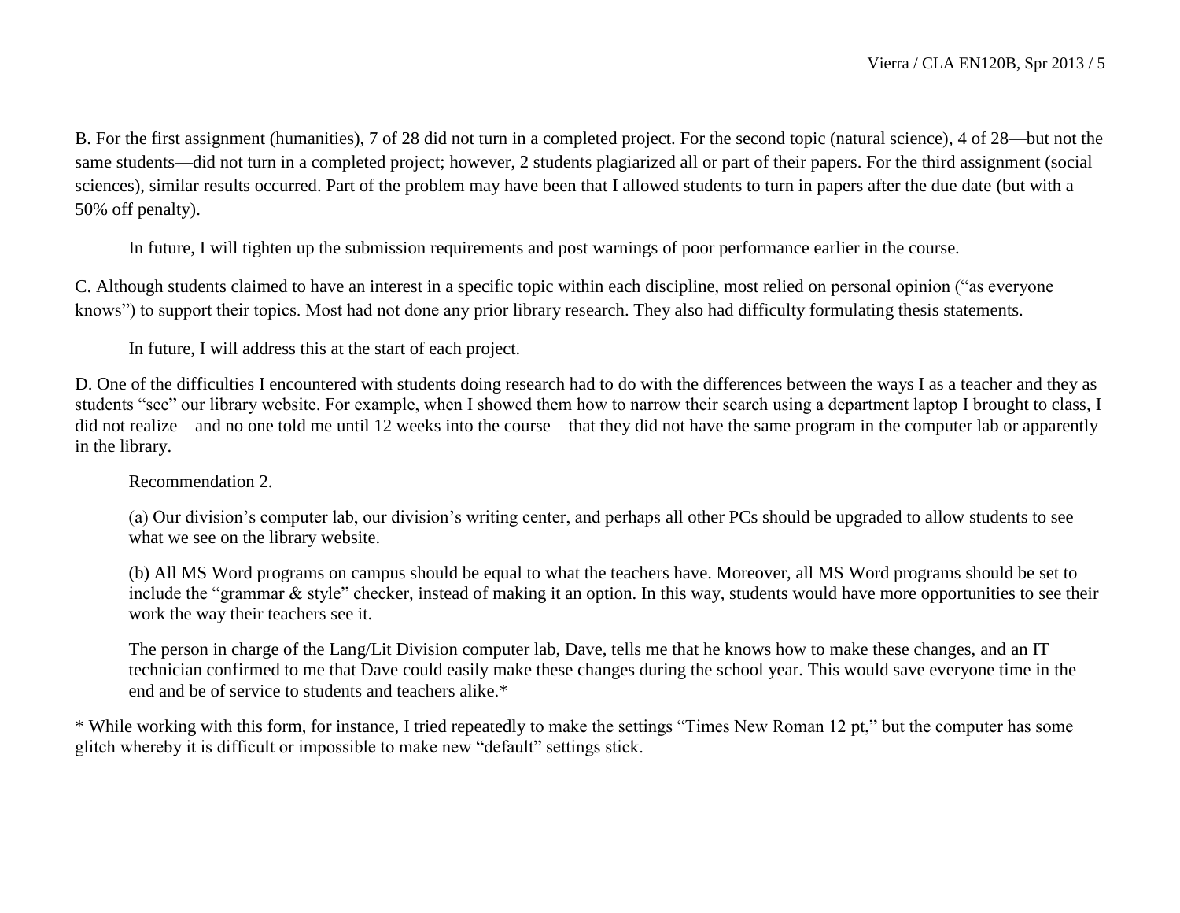B. For the first assignment (humanities), 7 of 28 did not turn in a completed project. For the second topic (natural science), 4 of 28—but not the same students—did not turn in a completed project; however, 2 students plagiarized all or part of their papers. For the third assignment (social sciences), similar results occurred. Part of the problem may have been that I allowed students to turn in papers after the due date (but with a 50% off penalty).

In future, I will tighten up the submission requirements and post warnings of poor performance earlier in the course.

C. Although students claimed to have an interest in a specific topic within each discipline, most relied on personal opinion ("as everyone knows") to support their topics. Most had not done any prior library research. They also had difficulty formulating thesis statements.

In future, I will address this at the start of each project.

D. One of the difficulties I encountered with students doing research had to do with the differences between the ways I as a teacher and they as students "see" our library website. For example, when I showed them how to narrow their search using a department laptop I brought to class, I did not realize—and no one told me until 12 weeks into the course—that they did not have the same program in the computer lab or apparently in the library.

Recommendation 2.

(a) Our division's computer lab, our division's writing center, and perhaps all other PCs should be upgraded to allow students to see what we see on the library website.

(b) All MS Word programs on campus should be equal to what the teachers have. Moreover, all MS Word programs should be set to include the "grammar & style" checker, instead of making it an option. In this way, students would have more opportunities to see their work the way their teachers see it.

The person in charge of the Lang/Lit Division computer lab, Dave, tells me that he knows how to make these changes, and an IT technician confirmed to me that Dave could easily make these changes during the school year. This would save everyone time in the end and be of service to students and teachers alike.*

* While working with this form, for instance, I tried repeatedly to make the settings "Times New Roman 12 pt," but the computer has some glitch whereby it is difficult or impossible to make new "default" settings stick.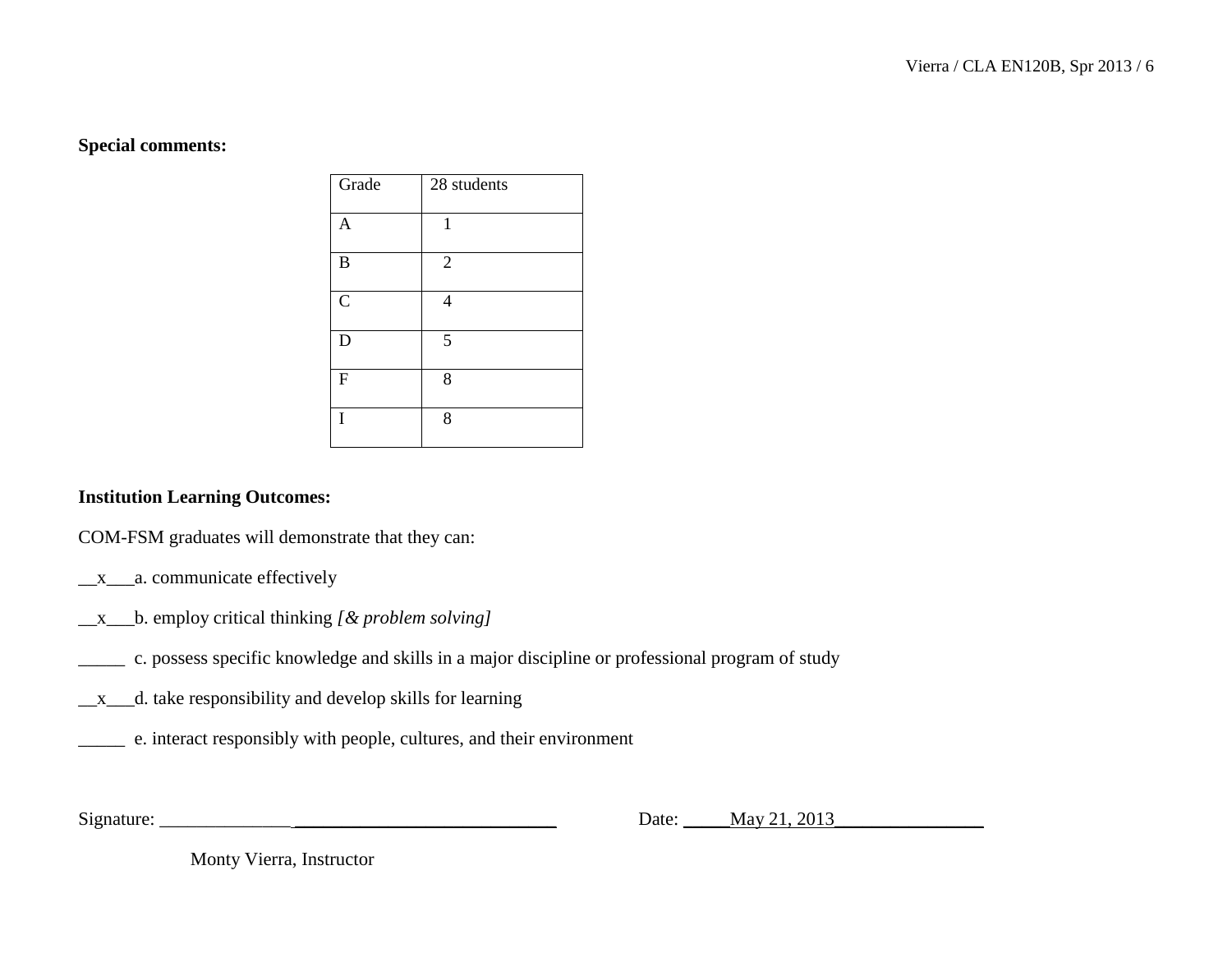**Special comments:**

| Grade | 28 students |
|---|---|
| A | 1 |
| B | 2 |
| C | 4 |
| D | 5 |
| F | 8 |
| I | 8 |

**Institution Learning Outcomes:**

COM-FSM graduates will demonstrate that they can:

__x___a. communicate effectively

__x___b. employ critical thinking *[& problem solving]*

_____ c. possess specific knowledge and skills in a major discipline or professional program of study

__x___d. take responsibility and develop skills for learning

_____ e. interact responsibly with people, cultures, and their environment

Signature: ________________________________________________ Date: _____May 21, 2013________________

Monty Vierra, Instructor